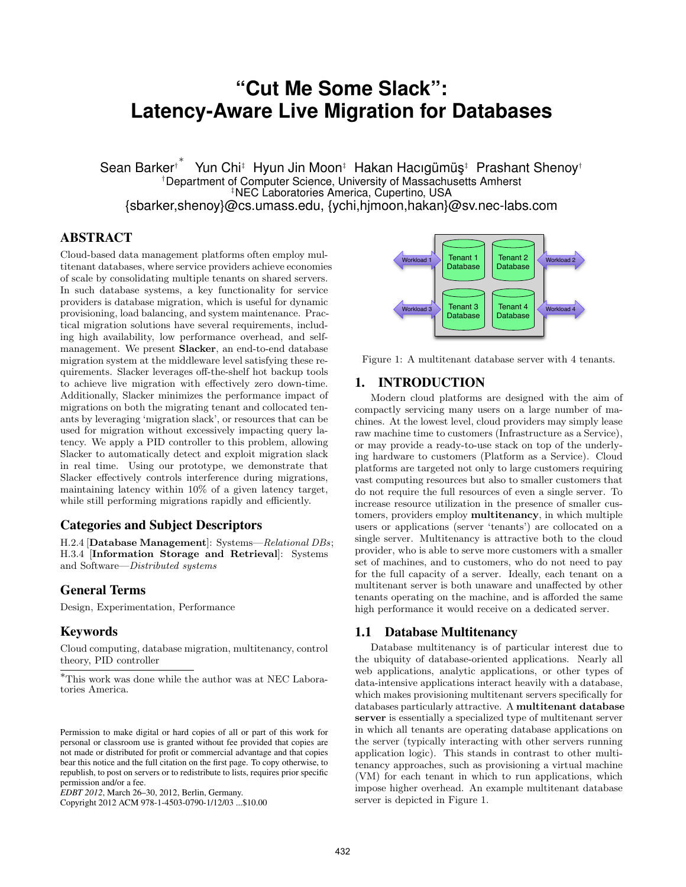# "Cut Me Some Slack": Latency-Aware Live Migration for Databases

Sean Barker[†]* Yun Chi[‡] Hyun Jin Moon[‡] Hakan Hacıgümüş[‡] Prashant Shenoy[†]

[†]Department of Computer Science, University of Massachusetts Amherst
[‡]NEC Laboratories America, Cupertino, USA
{sbarker,shenoy}@cs.umass.edu, {ychi,hjmoon,hakan}@sv.nec-labs.com

## ABSTRACT

Cloud-based data management platforms often employ multitenant databases, where service providers achieve economies of scale by consolidating multiple tenants on shared servers. In such database systems, a key functionality for service providers is database migration, which is useful for dynamic provisioning, load balancing, and system maintenance. Practical migration solutions have several requirements, including high availability, low performance overhead, and self-management. We present **Slacker**, an end-to-end database migration system at the middleware level satisfying these requirements. Slacker leverages off-the-shelf hot backup tools to achieve live migration with effectively zero down-time. Additionally, Slacker minimizes the performance impact of migrations on both the migrating tenant and collocated tenants by leveraging 'migration slack', or resources that can be used for migration without excessively impacting query latency. We apply a PID controller to this problem, allowing Slacker to automatically detect and exploit migration slack in real time. Using our prototype, we demonstrate that Slacker effectively controls interference during migrations, maintaining latency within 10% of a given latency target, while still performing migrations rapidly and efficiently.

## Categories and Subject Descriptors

H.2.4 [**Database Management**]: Systems—*Relational DBs*; H.3.4 [**Information Storage and Retrieval**]: Systems and Software—*Distributed systems*

## General Terms

Design, Experimentation, Performance

## Keywords

Cloud computing, database migration, multitenancy, control theory, PID controller

*This work was done while the author was at NEC Laboratories America.

Permission to make digital or hard copies of all or part of this work for personal or classroom use is granted without fee provided that copies are not made or distributed for profit or commercial advantage and that copies bear this notice and the full citation on the first page. To copy otherwise, to republish, to post on servers or to redistribute to lists, requires prior specific permission and/or a fee.
*EDBT 2012*, March 26–30, 2012, Berlin, Germany.
Copyright 2012 ACM 978-1-4503-0790-1/12/03 ...$10.00

Workload 1
Tenant 1 Database
Tenant 2 Database
Workload 2
Workload 3
Tenant 3 Database
Tenant 4 Database
Workload 4

Figure 1: A multitenant database server with 4 tenants.

## 1. INTRODUCTION

Modern cloud platforms are designed with the aim of compactly servicing many users on a large number of machines. At the lowest level, cloud providers may simply lease raw machine time to customers (Infrastructure as a Service), or may provide a ready-to-use stack on top of the underlying hardware to customers (Platform as a Service). Cloud platforms are targeted not only to large customers requiring vast computing resources but also to smaller customers that do not require the full resources of even a single server. To increase resource utilization in the presence of smaller customers, providers employ **multitenancy**, in which multiple users or applications (server 'tenants') are collocated on a single server. Multitenancy is attractive both to the cloud provider, who is able to serve more customers with a smaller set of machines, and to customers, who do not need to pay for the full capacity of a server. Ideally, each tenant on a multitenant server is both unaware and unaffected by other tenants operating on the machine, and is afforded the same high performance it would receive on a dedicated server.

### 1.1 Database Multitenancy

Database multitenancy is of particular interest due to the ubiquity of database-oriented applications. Nearly all web applications, analytic applications, or other types of data-intensive applications interact heavily with a database, which makes provisioning multitenant servers specifically for databases particularly attractive. A **multitenant database server** is essentially a specialized type of multitenant server in which all tenants are operating database applications on the server (typically interacting with other servers running application logic). This stands in contrast to other multitenancy approaches, such as provisioning a virtual machine (VM) for each tenant in which to run applications, which impose higher overhead. An example multitenant database server is depicted in Figure 1.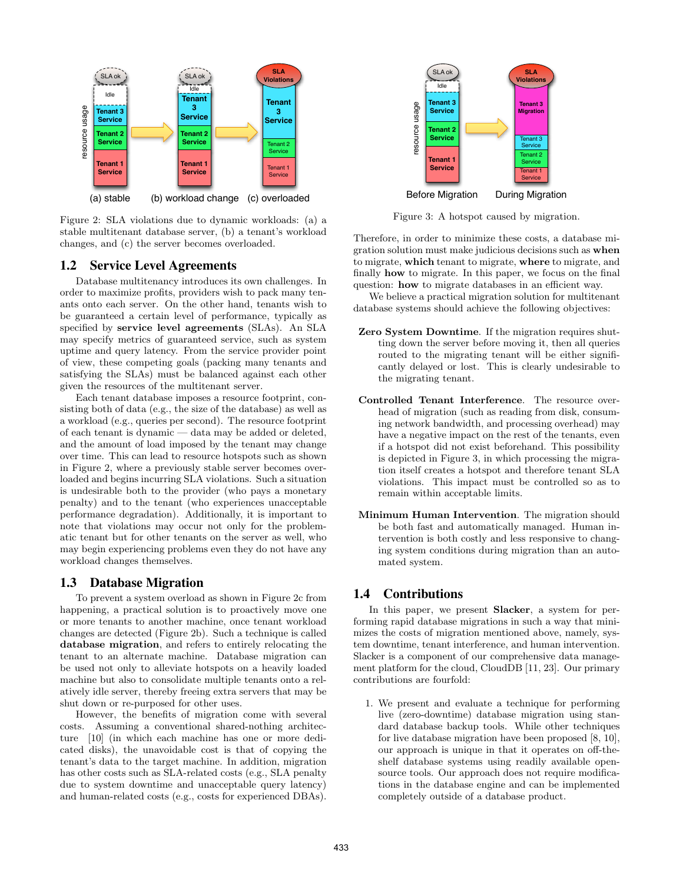SLA ok

Idle

Tenant 3 Service

Tenant 2 Service

Tenant 1 Service

resource usage

SLA ok

Idle

Tenant 3 Service

Tenant 2 Service

Tenant 1 Service

SLA Violations

Tenant 3 Service

Tenant 2 Service

Tenant 1 Service

(a) stable (b) workload change (c) overloaded

Figure 2: SLA violations due to dynamic workloads: (a) a stable multitenant database server, (b) a tenant's workload changes, and (c) the server becomes overloaded.

## 1.2 Service Level Agreements

Database multitenancy introduces its own challenges. In order to maximize profits, providers wish to pack many tenants onto each server. On the other hand, tenants wish to be guaranteed a certain level of performance, typically as specified by **service level agreements** (SLAs). An SLA may specify metrics of guaranteed service, such as system uptime and query latency. From the service provider point of view, these competing goals (packing many tenants and satisfying the SLAs) must be balanced against each other given the resources of the multitenant server.

Each tenant database imposes a resource footprint, consisting both of data (e.g., the size of the database) as well as a workload (e.g., queries per second). The resource footprint of each tenant is dynamic — data may be added or deleted, and the amount of load imposed by the tenant may change over time. This can lead to resource hotspots such as shown in Figure 2, where a previously stable server becomes overloaded and begins incurring SLA violations. Such a situation is undesirable both to the provider (who pays a monetary penalty) and to the tenant (who experiences unacceptable performance degradation). Additionally, it is important to note that violations may occur not only for the problematic tenant but for other tenants on the server as well, who may begin experiencing problems even they do not have any workload changes themselves.

## 1.3 Database Migration

To prevent a system overload as shown in Figure 2c from happening, a practical solution is to proactively move one or more tenants to another machine, once tenant workload changes are detected (Figure 2b). Such a technique is called **database migration**, and refers to entirely relocating the tenant to an alternate machine. Database migration can be used not only to alleviate hotspots on a heavily loaded machine but also to consolidate multiple tenants onto a relatively idle server, thereby freeing extra servers that may be shut down or re-purposed for other uses.

However, the benefits of migration come with several costs. Assuming a conventional shared-nothing architecture [10] (in which each machine has one or more dedicated disks), the unavoidable cost is that of copying the tenant's data to the target machine. In addition, migration has other costs such as SLA-related costs (e.g., SLA penalty due to system downtime and unacceptable query latency) and human-related costs (e.g., costs for experienced DBAs).

SLA ok

Idle

Tenant 3 Service

Tenant 2 Service

Tenant 1 Service

resource usage

SLA Violations

Tenant 3 Migration

Tenant 3 Service

Tenant 2 Service

Tenant 1 Service

Before Migration During Migration

Figure 3: A hotspot caused by migration.

Therefore, in order to minimize these costs, a database migration solution must make judicious decisions such as **when** to migrate, **which** tenant to migrate, **where** to migrate, and finally **how** to migrate. In this paper, we focus on the final question: **how** to migrate databases in an efficient way.

We believe a practical migration solution for multitenant database systems should achieve the following objectives:

**Zero System Downtime.** If the migration requires shutting down the server before moving it, then all queries routed to the migrating tenant will be either significantly delayed or lost. This is clearly undesirable to the migrating tenant.

**Controlled Tenant Interference.** The resource overhead of migration (such as reading from disk, consuming network bandwidth, and processing overhead) may have a negative impact on the rest of the tenants, even if a hotspot did not exist beforehand. This possibility is depicted in Figure 3, in which processing the migration itself creates a hotspot and therefore tenant SLA violations. This impact must be controlled so as to remain within acceptable limits.

**Minimum Human Intervention.** The migration should be both fast and automatically managed. Human intervention is both costly and less responsive to changing system conditions during migration than an automated system.

## 1.4 Contributions

In this paper, we present **Slacker**, a system for performing rapid database migrations in such a way that minimizes the costs of migration mentioned above, namely, system downtime, tenant interference, and human intervention. Slacker is a component of our comprehensive data management platform for the cloud, CloudDB [11, 23]. Our primary contributions are fourfold:

1. We present and evaluate a technique for performing live (zero-downtime) database migration using standard database backup tools. While other techniques for live database migration have been proposed [8, 10], our approach is unique in that it operates on off-the-shelf database systems using readily available open-source tools. Our approach does not require modifications in the database engine and can be implemented completely outside of a database product.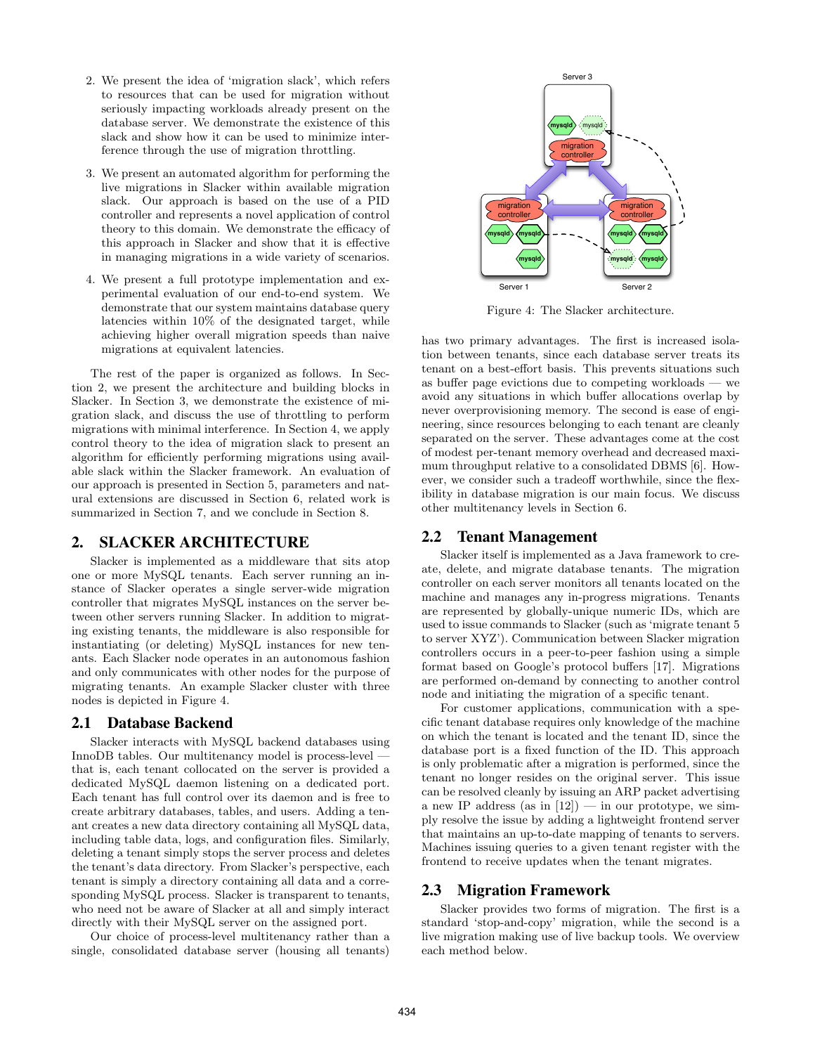2. We present the idea of 'migration slack', which refers to resources that can be used for migration without seriously impacting workloads already present on the database server. We demonstrate the existence of this slack and show how it can be used to minimize interference through the use of migration throttling.

3. We present an automated algorithm for performing the live migrations in Slacker within available migration slack. Our approach is based on the use of a PID controller and represents a novel application of control theory to this domain. We demonstrate the efficacy of this approach in Slacker and show that it is effective in managing migrations in a wide variety of scenarios.

4. We present a full prototype implementation and experimental evaluation of our end-to-end system. We demonstrate that our system maintains database query latencies within 10% of the designated target, while achieving higher overall migration speeds than naive migrations at equivalent latencies.

The rest of the paper is organized as follows. In Section 2, we present the architecture and building blocks in Slacker. In Section 3, we demonstrate the existence of migration slack, and discuss the use of throttling to perform migrations with minimal interference. In Section 4, we apply control theory to the idea of migration slack to present an algorithm for efficiently performing migrations using available slack within the Slacker framework. An evaluation of our approach is presented in Section 5, parameters and natural extensions are discussed in Section 6, related work is summarized in Section 7, and we conclude in Section 8.

## 2. SLACKER ARCHITECTURE

Slacker is implemented as a middleware that sits atop one or more MySQL tenants. Each server running an instance of Slacker operates a single server-wide migration controller that migrates MySQL instances on the server between other servers running Slacker. In addition to migrating existing tenants, the middleware is also responsible for instantiating (or deleting) MySQL instances for new tenants. Each Slacker node operates in an autonomous fashion and only communicates with other nodes for the purpose of migrating tenants. An example Slacker cluster with three nodes is depicted in Figure 4.

### 2.1 Database Backend

Slacker interacts with MySQL backend databases using InnoDB tables. Our multitenancy model is process-level — that is, each tenant collocated on the server is provided a dedicated MySQL daemon listening on a dedicated port. Each tenant has full control over its daemon and is free to create arbitrary databases, tables, and users. Adding a tenant creates a new data directory containing all MySQL data, including table data, logs, and configuration files. Similarly, deleting a tenant simply stops the server process and deletes the tenant's data directory. From Slacker's perspective, each tenant is simply a directory containing all data and a corresponding MySQL process. Slacker is transparent to tenants, who need not be aware of Slacker at all and simply interact directly with their MySQL server on the assigned port.

Our choice of process-level multitenancy rather than a single, consolidated database server (housing all tenants) has two primary advantages. The first is increased isolation between tenants, since each database server treats its tenant on a best-effort basis. This prevents situations such as buffer page evictions due to competing workloads — we avoid any situations in which buffer allocations overlap by never overprovisioning memory. The second is ease of engineering, since resources belonging to each tenant are cleanly separated on the server. These advantages come at the cost of modest per-tenant memory overhead and decreased maximum throughput relative to a consolidated DBMS [6]. However, we consider such a tradeoff worthwhile, since the flexibility in database migration is our main focus. We discuss other multitenancy levels in Section 6.

Server 3
mysqld
mysqld
migration controller
migration controller
mysqld
mysqld
mysqld
Server 1
migration controller
mysqld
mysqld
mysqld
mysqld
Server 2

Figure 4: The Slacker architecture.

### 2.2 Tenant Management

Slacker itself is implemented as a Java framework to create, delete, and migrate database tenants. The migration controller on each server monitors all tenants located on the machine and manages any in-progress migrations. Tenants are represented by globally-unique numeric IDs, which are used to issue commands to Slacker (such as 'migrate tenant 5 to server XYZ'). Communication between Slacker migration controllers occurs in a peer-to-peer fashion using a simple format based on Google's protocol buffers [17]. Migrations are performed on-demand by connecting to another control node and initiating the migration of a specific tenant.

For customer applications, communication with a specific tenant database requires only knowledge of the machine on which the tenant is located and the tenant ID, since the database port is a fixed function of the ID. This approach is only problematic after a migration is performed, since the tenant no longer resides on the original server. This issue can be resolved cleanly by issuing an ARP packet advertising a new IP address (as in [12]) — in our prototype, we simply resolve the issue by adding a lightweight frontend server that maintains an up-to-date mapping of tenants to servers. Machines issuing queries to a given tenant register with the frontend to receive updates when the tenant migrates.

### 2.3 Migration Framework

Slacker provides two forms of migration. The first is a standard 'stop-and-copy' migration, while the second is a live migration making use of live backup tools. We overview each method below.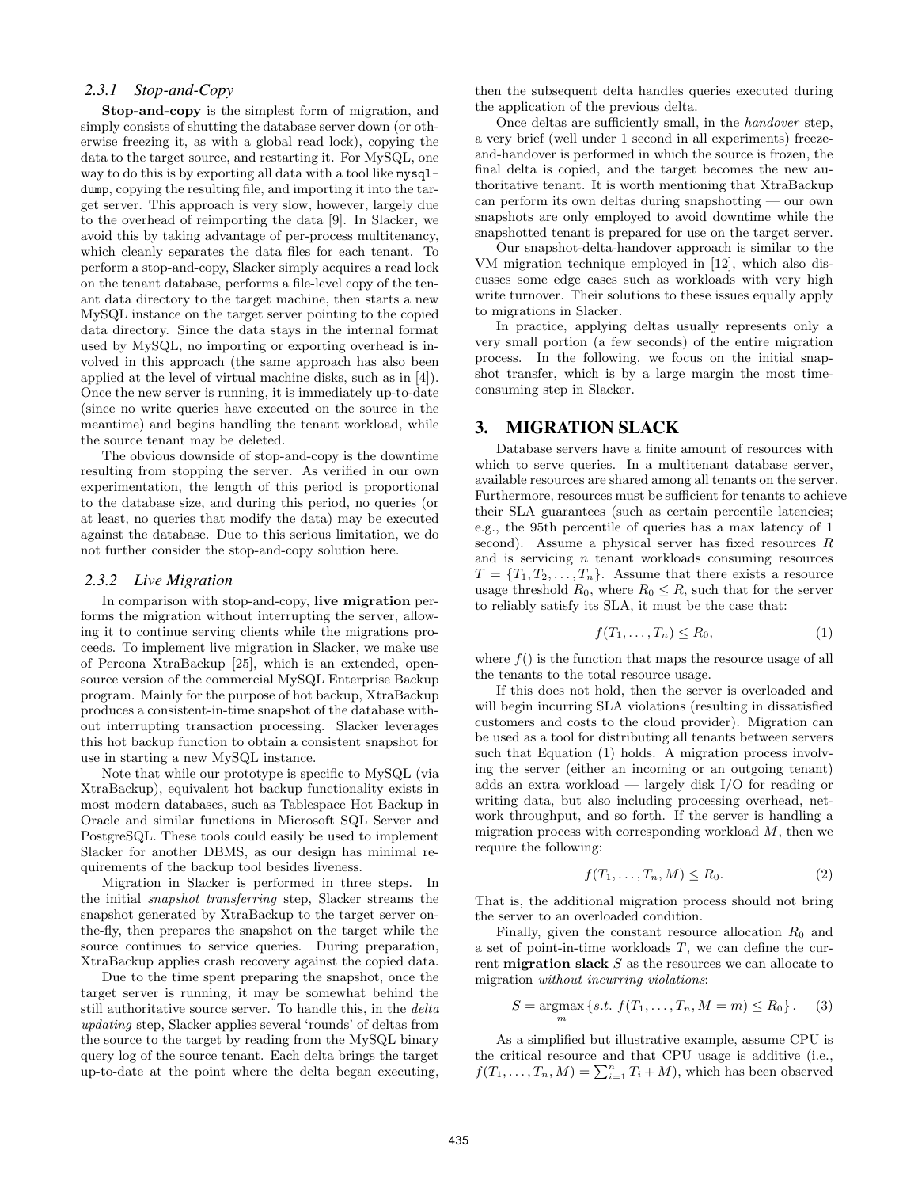### 2.3.1 Stop-and-Copy

**Stop-and-copy** is the simplest form of migration, and simply consists of shutting the database server down (or otherwise freezing it, as with a global read lock), copying the data to the target source, and restarting it. For MySQL, one way to do this is by exporting all data with a tool like `mysqldump`, copying the resulting file, and importing it into the target server. This approach is very slow, however, largely due to the overhead of reimporting the data [9]. In Slacker, we avoid this by taking advantage of per-process multitenancy, which cleanly separates the data files for each tenant. To perform a stop-and-copy, Slacker simply acquires a read lock on the tenant database, performs a file-level copy of the tenant data directory to the target machine, then starts a new MySQL instance on the target server pointing to the copied data directory. Since the data stays in the internal format used by MySQL, no importing or exporting overhead is involved in this approach (the same approach has also been applied at the level of virtual machine disks, such as in [4]). Once the new server is running, it is immediately up-to-date (since no write queries have executed on the source in the meantime) and begins handling the tenant workload, while the source tenant may be deleted.

The obvious downside of stop-and-copy is the downtime resulting from stopping the server. As verified in our own experimentation, the length of this period is proportional to the database size, and during this period, no queries (or at least, no queries that modify the data) may be executed against the database. Due to this serious limitation, we do not further consider the stop-and-copy solution here.

### 2.3.2 Live Migration

In comparison with stop-and-copy, **live migration** performs the migration without interrupting the server, allowing it to continue serving clients while the migrations proceeds. To implement live migration in Slacker, we make use of Percona XtraBackup [25], which is an extended, open-source version of the commercial MySQL Enterprise Backup program. Mainly for the purpose of hot backup, XtraBackup produces a consistent-in-time snapshot of the database without interrupting transaction processing. Slacker leverages this hot backup function to obtain a consistent snapshot for use in starting a new MySQL instance.

Note that while our prototype is specific to MySQL (via XtraBackup), equivalent hot backup functionality exists in most modern databases, such as Tablespace Hot Backup in Oracle and similar functions in Microsoft SQL Server and PostgreSQL. These tools could easily be used to implement Slacker for another DBMS, as our design has minimal requirements of the backup tool besides liveness.

Migration in Slacker is performed in three steps. In the initial *snapshot transferring* step, Slacker streams the snapshot generated by XtraBackup to the target server on-the-fly, then prepares the snapshot on the target while the source continues to service queries. During preparation, XtraBackup applies crash recovery against the copied data.

Due to the time spent preparing the snapshot, once the target server is running, it may be somewhat behind the still authoritative source server. To handle this, in the *delta updating* step, Slacker applies several 'rounds' of deltas from the source to the target by reading from the MySQL binary query log of the source tenant. Each delta brings the target up-to-date at the point where the delta began executing, then the subsequent delta handles queries executed during the application of the previous delta.

Once deltas are sufficiently small, in the *handover* step, a very brief (well under 1 second in all experiments) freeze-and-handover is performed in which the source is frozen, the final delta is copied, and the target becomes the new authoritative tenant. It is worth mentioning that XtraBackup can perform its own deltas during snapshotting — our own snapshots are only employed to avoid downtime while the snapshotted tenant is prepared for use on the target server.

Our snapshot-delta-handover approach is similar to the VM migration technique employed in [12], which also discusses some edge cases such as workloads with very high write turnover. Their solutions to these issues equally apply to migrations in Slacker.

In practice, applying deltas usually represents only a very small portion (a few seconds) of the entire migration process. In the following, we focus on the initial snapshot transfer, which is by a large margin the most time-consuming step in Slacker.

## 3. MIGRATION SLACK

Database servers have a finite amount of resources with which to serve queries. In a multitenant database server, available resources are shared among all tenants on the server. Furthermore, resources must be sufficient for tenants to achieve their SLA guarantees (such as certain percentile latencies; e.g., the 95th percentile of queries has a max latency of 1 second). Assume a physical server has fixed resources $R$ and is servicing $n$ tenant workloads consuming resources $T = \{T_1, T_2, \ldots, T_n\}$. Assume that there exists a resource usage threshold $R_0$, where $R_0 \leq R$, such that for the server to reliably satisfy its SLA, it must be the case that:

$$f(T_1, \ldots, T_n) \leq R_0, \tag{1}$$

where $f()$ is the function that maps the resource usage of all the tenants to the total resource usage.

If this does not hold, then the server is overloaded and will begin incurring SLA violations (resulting in dissatisfied customers and costs to the cloud provider). Migration can be used as a tool for distributing all tenants between servers such that Equation (1) holds. A migration process involving the server (either an incoming or an outgoing tenant) adds an extra workload — largely disk I/O for reading or writing data, but also including processing overhead, network throughput, and so forth. If the server is handling a migration process with corresponding workload $M$, then we require the following:

$$f(T_1, \ldots, T_n, M) \leq R_0. \tag{2}$$

That is, the additional migration process should not bring the server to an overloaded condition.

Finally, given the constant resource allocation $R_0$ and a set of point-in-time workloads $T$, we can define the current **migration slack** $S$ as the resources we can allocate to migration *without incurring violations*:

$$S = \underset{m}{\operatorname{argmax}} \{s.t.\ f(T_1, \ldots, T_n, M = m) \leq R_0\}. \tag{3}$$

As a simplified but illustrative example, assume CPU is the critical resource and that CPU usage is additive (i.e., $f(T_1, \ldots, T_n, M) = \sum_{i=1}^{n} T_i + M$), which has been observed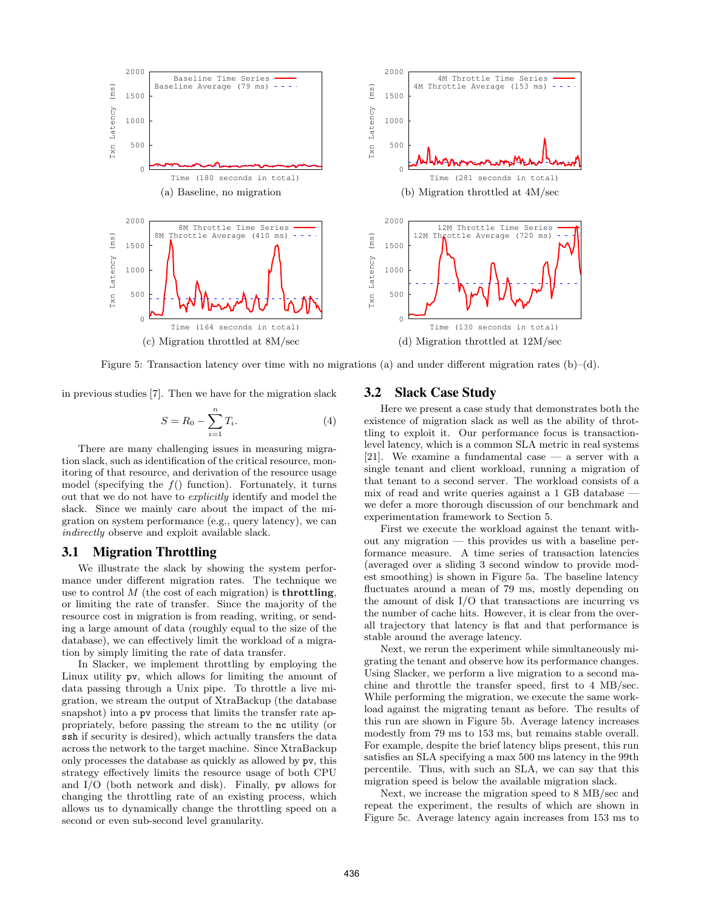2000
1500
1000
500
0
Txn Latency (ms)
Baseline Time Series
Baseline Average (79 ms)
Time (180 seconds in total)

(a) Baseline, no migration

2000
1500
1000
500
0
Txn Latency (ms)
4M Throttle Time Series
4M Throttle Average (153 ms)
Time (281 seconds in total)

(b) Migration throttled at 4M/sec

2000
1500
1000
500
0
Txn Latency (ms)
8M Throttle Time Series
8M Throttle Average (410 ms)
Time (164 seconds in total)

(c) Migration throttled at 8M/sec

2000
1500
1000
500
0
Txn Latency (ms)
12M Throttle Time Series
12M Throttle Average (720 ms)
Time (130 seconds in total)

(d) Migration throttled at 12M/sec

Figure 5: Transaction latency over time with no migrations (a) and under different migration rates (b)–(d).

in previous studies [7]. Then we have for the migration slack

$$S = R_0 - \sum_{i=1}^{n} T_i. \tag{4}$$

There are many challenging issues in measuring migration slack, such as identification of the critical resource, monitoring of that resource, and derivation of the resource usage model (specifying the $f()$ function). Fortunately, it turns out that we do not have to *explicitly* identify and model the slack. Since we mainly care about the impact of the migration on system performance (e.g., query latency), we can *indirectly* observe and exploit available slack.

## 3.1 Migration Throttling

We illustrate the slack by showing the system performance under different migration rates. The technique we use to control $M$ (the cost of each migration) is **throttling**, or limiting the rate of transfer. Since the majority of the resource cost in migration is from reading, writing, or sending a large amount of data (roughly equal to the size of the database), we can effectively limit the workload of a migration by simply limiting the rate of data transfer.

In Slacker, we implement throttling by employing the Linux utility `pv`, which allows for limiting the amount of data passing through a Unix pipe. To throttle a live migration, we stream the output of XtraBackup (the database snapshot) into a `pv` process that limits the transfer rate appropriately, before passing the stream to the `nc` utility (or `ssh` if security is desired), which actually transfers the data across the network to the target machine. Since XtraBackup only processes the database as quickly as allowed by `pv`, this strategy effectively limits the resource usage of both CPU and I/O (both network and disk). Finally, `pv` allows for changing the throttling rate of an existing process, which allows us to dynamically change the throttling speed on a second or even sub-second level granularity.

## 3.2 Slack Case Study

Here we present a case study that demonstrates both the existence of migration slack as well as the ability of throttling to exploit it. Our performance focus is transaction-level latency, which is a common SLA metric in real systems [21]. We examine a fundamental case — a server with a single tenant and client workload, running a migration of that tenant to a second server. The workload consists of a mix of read and write queries against a 1 GB database — we defer a more thorough discussion of our benchmark and experimentation framework to Section 5.

First we execute the workload against the tenant without any migration — this provides us with a baseline performance measure. A time series of transaction latencies (averaged over a sliding 3 second window to provide modest smoothing) is shown in Figure 5a. The baseline latency fluctuates around a mean of 79 ms, mostly depending on the amount of disk I/O that transactions are incurring vs the number of cache hits. However, it is clear from the overall trajectory that latency is flat and that performance is stable around the average latency.

Next, we rerun the experiment while simultaneously migrating the tenant and observe how its performance changes. Using Slacker, we perform a live migration to a second machine and throttle the transfer speed, first to 4 MB/sec. While performing the migration, we execute the same workload against the migrating tenant as before. The results of this run are shown in Figure 5b. Average latency increases modestly from 79 ms to 153 ms, but remains stable overall. For example, despite the brief latency blips present, this run satisfies an SLA specifying a max 500 ms latency in the 99th percentile. Thus, with such an SLA, we can say that this migration speed is below the available migration slack.

Next, we increase the migration speed to 8 MB/sec and repeat the experiment, the results of which are shown in Figure 5c. Average latency again increases from 153 ms to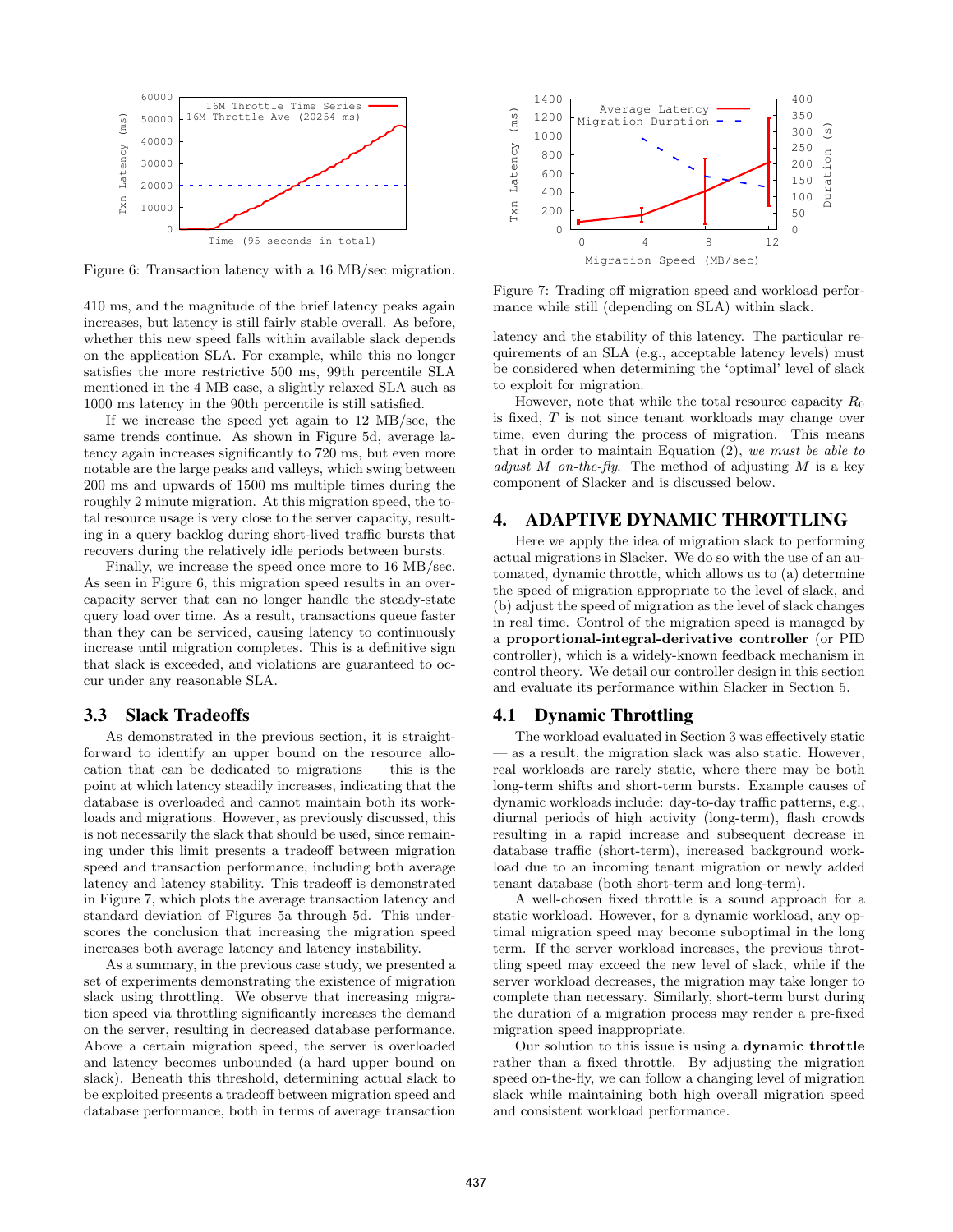60000
50000
40000
30000
20000
10000
0

Txn Latency (ms)

16M Throttle Time Series
16M Throttle Ave (20254 ms)

Time (95 seconds in total)

Figure 6: Transaction latency with a 16 MB/sec migration.

1400
1200
1000
800
600
400
200
0

Txn Latency (ms)

400
350
300
250
200
150
100
50
0

Duration (s)

Average Latency
Migration Duration

0 4 8 12

Migration Speed (MB/sec)

Figure 7: Trading off migration speed and workload performance while still (depending on SLA) within slack.

410 ms, and the magnitude of the brief latency peaks again increases, but latency is still fairly stable overall. As before, whether this new speed falls within available slack depends on the application SLA. For example, while this no longer satisfies the more restrictive 500 ms, 99th percentile SLA mentioned in the 4 MB case, a slightly relaxed SLA such as 1000 ms latency in the 90th percentile is still satisfied.

If we increase the speed yet again to 12 MB/sec, the same trends continue. As shown in Figure 5d, average latency again increases significantly to 720 ms, but even more notable are the large peaks and valleys, which swing between 200 ms and upwards of 1500 ms multiple times during the roughly 2 minute migration. At this migration speed, the total resource usage is very close to the server capacity, resulting in a query backlog during short-lived traffic bursts that recovers during the relatively idle periods between bursts.

Finally, we increase the speed once more to 16 MB/sec. As seen in Figure 6, this migration speed results in an over-capacity server that can no longer handle the steady-state query load over time. As a result, transactions queue faster than they can be serviced, causing latency to continuously increase until migration completes. This is a definitive sign that slack is exceeded, and violations are guaranteed to occur under any reasonable SLA.

### 3.3 Slack Tradeoffs

As demonstrated in the previous section, it is straightforward to identify an upper bound on the resource allocation that can be dedicated to migrations — this is the point at which latency steadily increases, indicating that the database is overloaded and cannot maintain both its workloads and migrations. However, as previously discussed, this is not necessarily the slack that should be used, since remaining under this limit presents a tradeoff between migration speed and transaction performance, including both average latency and latency stability. This tradeoff is demonstrated in Figure 7, which plots the average transaction latency and standard deviation of Figures 5a through 5d. This underscores the conclusion that increasing the migration speed increases both average latency and latency instability.

As a summary, in the previous case study, we presented a set of experiments demonstrating the existence of migration slack using throttling. We observe that increasing migration speed via throttling significantly increases the demand on the server, resulting in decreased database performance. Above a certain migration speed, the server is overloaded and latency becomes unbounded (a hard upper bound on slack). Beneath this threshold, determining actual slack to be exploited presents a tradeoff between migration speed and database performance, both in terms of average transaction latency and the stability of this latency. The particular requirements of an SLA (e.g., acceptable latency levels) must be considered when determining the 'optimal' level of slack to exploit for migration.

However, note that while the total resource capacity $R_0$ is fixed, $T$ is not since tenant workloads may change over time, even during the process of migration. This means that in order to maintain Equation (2), *we must be able to adjust $M$ on-the-fly*. The method of adjusting $M$ is a key component of Slacker and is discussed below.

## 4. ADAPTIVE DYNAMIC THROTTLING

Here we apply the idea of migration slack to performing actual migrations in Slacker. We do so with the use of an automated, dynamic throttle, which allows us to (a) determine the speed of migration appropriate to the level of slack, and (b) adjust the speed of migration as the level of slack changes in real time. Control of the migration speed is managed by a **proportional-integral-derivative controller** (or PID controller), which is a widely-known feedback mechanism in control theory. We detail our controller design in this section and evaluate its performance within Slacker in Section 5.

### 4.1 Dynamic Throttling

The workload evaluated in Section 3 was effectively static — as a result, the migration slack was also static. However, real workloads are rarely static, where there may be both long-term shifts and short-term bursts. Example causes of dynamic workloads include: day-to-day traffic patterns, e.g., diurnal periods of high activity (long-term), flash crowds resulting in a rapid increase and subsequent decrease in database traffic (short-term), increased background workload due to an incoming tenant migration or newly added tenant database (both short-term and long-term).

A well-chosen fixed throttle is a sound approach for a static workload. However, for a dynamic workload, any optimal migration speed may become suboptimal in the long term. If the server workload increases, the previous throttling speed may exceed the new level of slack, while if the server workload decreases, the migration may take longer to complete than necessary. Similarly, short-term burst during the duration of a migration process may render a pre-fixed migration speed inappropriate.

Our solution to this issue is using a **dynamic throttle** rather than a fixed throttle. By adjusting the migration speed on-the-fly, we can follow a changing level of migration slack while maintaining both high overall migration speed and consistent workload performance.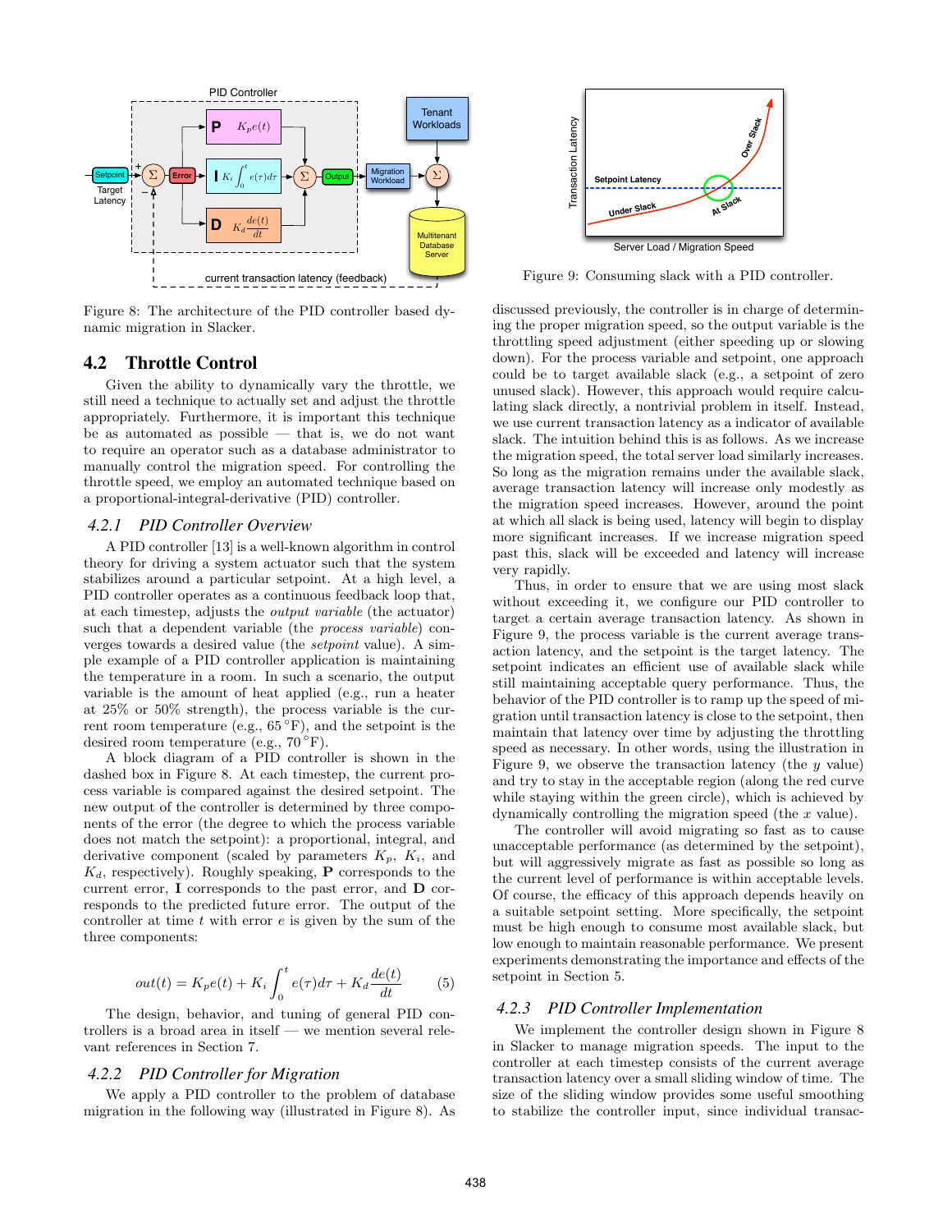PID Controller

P $K_p e(t)$

I $K_i \int_0^t e(\tau)d\tau$

D $K_d \frac{de(t)}{dt}$

Setpoint

Target Latency

Error

Output

Migration Workload

Tenant Workloads

Multitenant Database Server

current transaction latency (feedback)

Figure 8: The architecture of the PID controller based dynamic migration in Slacker.

Transaction Latency

Setpoint Latency

Over Slack

Under Slack

At Slack

Server Load / Migration Speed

Figure 9: Consuming slack with a PID controller.

## 4.2 Throttle Control

Given the ability to dynamically vary the throttle, we still need a technique to actually set and adjust the throttle appropriately. Furthermore, it is important that this technique be as automated as possible — that is, we do not want to require an operator such as a database administrator to manually control the migration speed. For controlling the throttle speed, we employ an automated technique based on a proportional-integral-derivative (PID) controller.

### 4.2.1 PID Controller Overview

A PID controller [13] is a well-known algorithm in control theory for driving a system actuator such that the system stabilizes around a particular setpoint. At a high level, a PID controller operates as a continuous feedback loop that, at each timestep, adjusts the *output variable* (the actuator) such that a dependent variable (the *process variable*) converges towards a desired value (the *setpoint* value). A simple example of a PID controller application is maintaining the temperature in a room. In such a scenario, the output variable is the amount of heat applied (e.g., run a heater at 25% or 50% strength), the process variable is the current room temperature (e.g., 65 °F), and the setpoint is the desired room temperature (e.g., 70 °F).

A block diagram of a PID controller is shown in the dashed box in Figure 8. At each timestep, the current process variable is compared against the desired setpoint. The new output of the controller is determined by three components of the error (the degree to which the process variable does not match the setpoint): a proportional, integral, and derivative component (scaled by parameters $K_p$, $K_i$, and $K_d$, respectively). Roughly speaking, **P** corresponds to the current error, **I** corresponds to the past error, and **D** corresponds to the predicted future error. The output of the controller at time $t$ with error $e$ is given by the sum of the three components:

$$out(t) = K_p e(t) + K_i \int_0^t e(\tau)d\tau + K_d \frac{de(t)}{dt} \qquad (5)$$

The design, behavior, and tuning of general PID controllers is a broad area in itself — we mention several relevant references in Section 7.

### 4.2.2 PID Controller for Migration

We apply a PID controller to the problem of database migration in the following way (illustrated in Figure 8). As discussed previously, the controller is in charge of determining the proper migration speed, so the output variable is the throttling speed adjustment (either speeding up or slowing down). For the process variable and setpoint, one approach could be to target available slack (e.g., a setpoint of zero unused slack). However, this approach would require calculating slack directly, a nontrivial problem in itself. Instead, we use current transaction latency as a indicator of available slack. The intuition behind this is as follows. As we increase the migration speed, the total server load similarly increases. So long as the migration remains under the available slack, average transaction latency will increase only modestly as the migration speed increases. However, around the point at which all slack is being used, latency will begin to display more significant increases. If we increase migration speed past this, slack will be exceeded and latency will increase very rapidly.

Thus, in order to ensure that we are using most slack without exceeding it, we configure our PID controller to target a certain average transaction latency. As shown in Figure 9, the process variable is the current average transaction latency, and the setpoint is the target latency. The setpoint indicates an efficient use of available slack while still maintaining acceptable query performance. Thus, the behavior of the PID controller is to ramp up the speed of migration until transaction latency is close to the setpoint, then maintain that latency over time by adjusting the throttling speed as necessary. In other words, using the illustration in Figure 9, we observe the transaction latency (the $y$ value) and try to stay in the acceptable region (along the red curve while staying within the green circle), which is achieved by dynamically controlling the migration speed (the $x$ value).

The controller will avoid migrating so fast as to cause unacceptable performance (as determined by the setpoint), but will aggressively migrate as fast as possible so long as the current level of performance is within acceptable levels. Of course, the efficacy of this approach depends heavily on a suitable setpoint setting. More specifically, the setpoint must be high enough to consume most available slack, but low enough to maintain reasonable performance. We present experiments demonstrating the importance and effects of the setpoint in Section 5.

### 4.2.3 PID Controller Implementation

We implement the controller design shown in Figure 8 in Slacker to manage migration speeds. The input to the controller at each timestep consists of the current average transaction latency over a small sliding window of time. The size of the sliding window provides some useful smoothing to stabilize the controller input, since individual transac-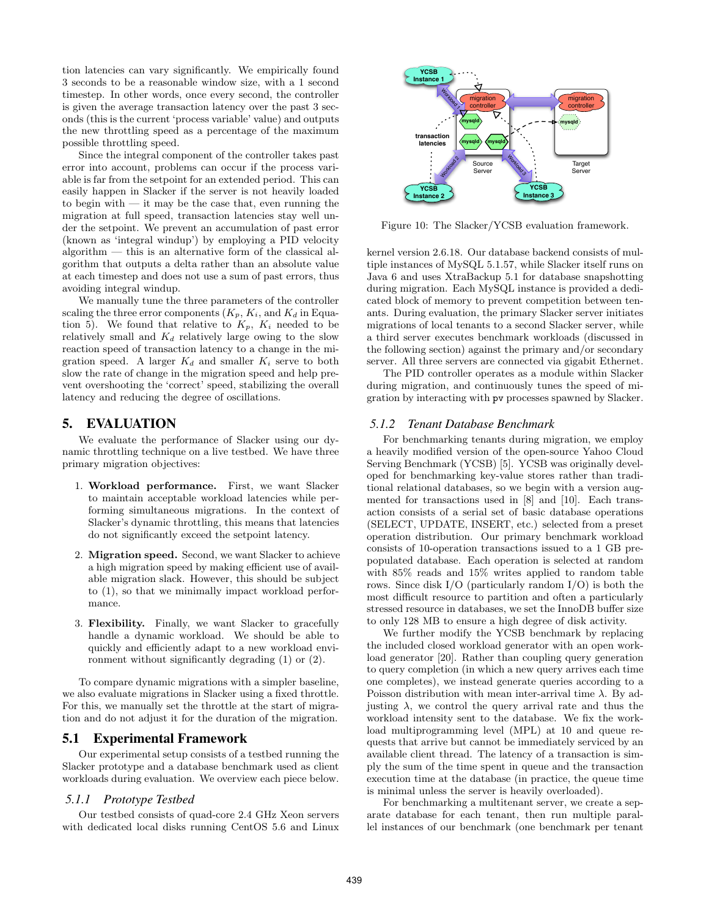tion latencies can vary significantly. We empirically found 3 seconds to be a reasonable window size, with a 1 second timestep. In other words, once every second, the controller is given the average transaction latency over the past 3 seconds (this is the current 'process variable' value) and outputs the new throttling speed as a percentage of the maximum possible throttling speed.

Since the integral component of the controller takes past error into account, problems can occur if the process variable is far from the setpoint for an extended period. This can easily happen in Slacker if the server is not heavily loaded to begin with — it may be the case that, even running the migration at full speed, transaction latencies stay well under the setpoint. We prevent an accumulation of past error (known as 'integral windup') by employing a PID velocity algorithm — this is an alternative form of the classical algorithm that outputs a delta rather than an absolute value at each timestep and does not use a sum of past errors, thus avoiding integral windup.

We manually tune the three parameters of the controller scaling the three error components ($K_p$, $K_i$, and $K_d$ in Equation 5). We found that relative to $K_p$, $K_i$ needed to be relatively small and $K_d$ relatively large owing to the slow reaction speed of transaction latency to a change in the migration speed. A larger $K_d$ and smaller $K_i$ serve to both slow the rate of change in the migration speed and help prevent overshooting the 'correct' speed, stabilizing the overall latency and reducing the degree of oscillations.

# 5. EVALUATION

We evaluate the performance of Slacker using our dynamic throttling technique on a live testbed. We have three primary migration objectives:

1. **Workload performance.** First, we want Slacker to maintain acceptable workload latencies while performing simultaneous migrations. In the context of Slacker's dynamic throttling, this means that latencies do not significantly exceed the setpoint latency.
2. **Migration speed.** Second, we want Slacker to achieve a high migration speed by making efficient use of available migration slack. However, this should be subject to (1), so that we minimally impact workload performance.
3. **Flexibility.** Finally, we want Slacker to gracefully handle a dynamic workload. We should be able to quickly and efficiently adapt to a new workload environment without significantly degrading (1) or (2).

To compare dynamic migrations with a simpler baseline, we also evaluate migrations in Slacker using a fixed throttle. For this, we manually set the throttle at the start of migration and do not adjust it for the duration of the migration.

## 5.1 Experimental Framework

Our experimental setup consists of a testbed running the Slacker prototype and a database benchmark used as client workloads during evaluation. We overview each piece below.

### 5.1.1 *Prototype Testbed*

Our testbed consists of quad-core 2.4 GHz Xeon servers with dedicated local disks running CentOS 5.6 and Linux kernel version 2.6.18. Our database backend consists of multiple instances of MySQL 5.1.57, while Slacker itself runs on Java 6 and uses XtraBackup 5.1 for database snapshotting during migration. Each MySQL instance is provided a dedicated block of memory to prevent competition between tenants. During evaluation, the primary Slacker server initiates migrations of local tenants to a second Slacker server, while a third server executes benchmark workloads (discussed in the following section) against the primary and/or secondary server. All three servers are connected via gigabit Ethernet.

Figure 10: The Slacker/YCSB evaluation framework.

The PID controller operates as a module within Slacker during migration, and continuously tunes the speed of migration by interacting with pv processes spawned by Slacker.

### 5.1.2 *Tenant Database Benchmark*

For benchmarking tenants during migration, we employ a heavily modified version of the open-source Yahoo Cloud Serving Benchmark (YCSB) [5]. YCSB was originally developed for benchmarking key-value stores rather than traditional relational databases, so we begin with a version augmented for transactions used in [8] and [10]. Each transaction consists of a serial set of basic database operations (SELECT, UPDATE, INSERT, etc.) selected from a preset operation distribution. Our primary benchmark workload consists of 10-operation transactions issued to a 1 GB prepopulated database. Each operation is selected at random with 85% reads and 15% writes applied to random table rows. Since disk I/O (particularly random I/O) is both the most difficult resource to partition and often a particularly stressed resource in databases, we set the InnoDB buffer size to only 128 MB to ensure a high degree of disk activity.

We further modify the YCSB benchmark by replacing the included closed workload generator with an open workload generator [20]. Rather than coupling query generation to query completion (in which a new query arrives each time one completes), we instead generate queries according to a Poisson distribution with mean inter-arrival time $\lambda$. By adjusting $\lambda$, we control the query arrival rate and thus the workload intensity sent to the database. We fix the workload multiprogramming level (MPL) at 10 and queue requests that arrive but cannot be immediately serviced by an available client thread. The latency of a transaction is simply the sum of the time spent in queue and the transaction execution time at the database (in practice, the queue time is minimal unless the server is heavily overloaded).

For benchmarking a multitenant server, we create a separate database for each tenant, then run multiple parallel instances of our benchmark (one benchmark per tenant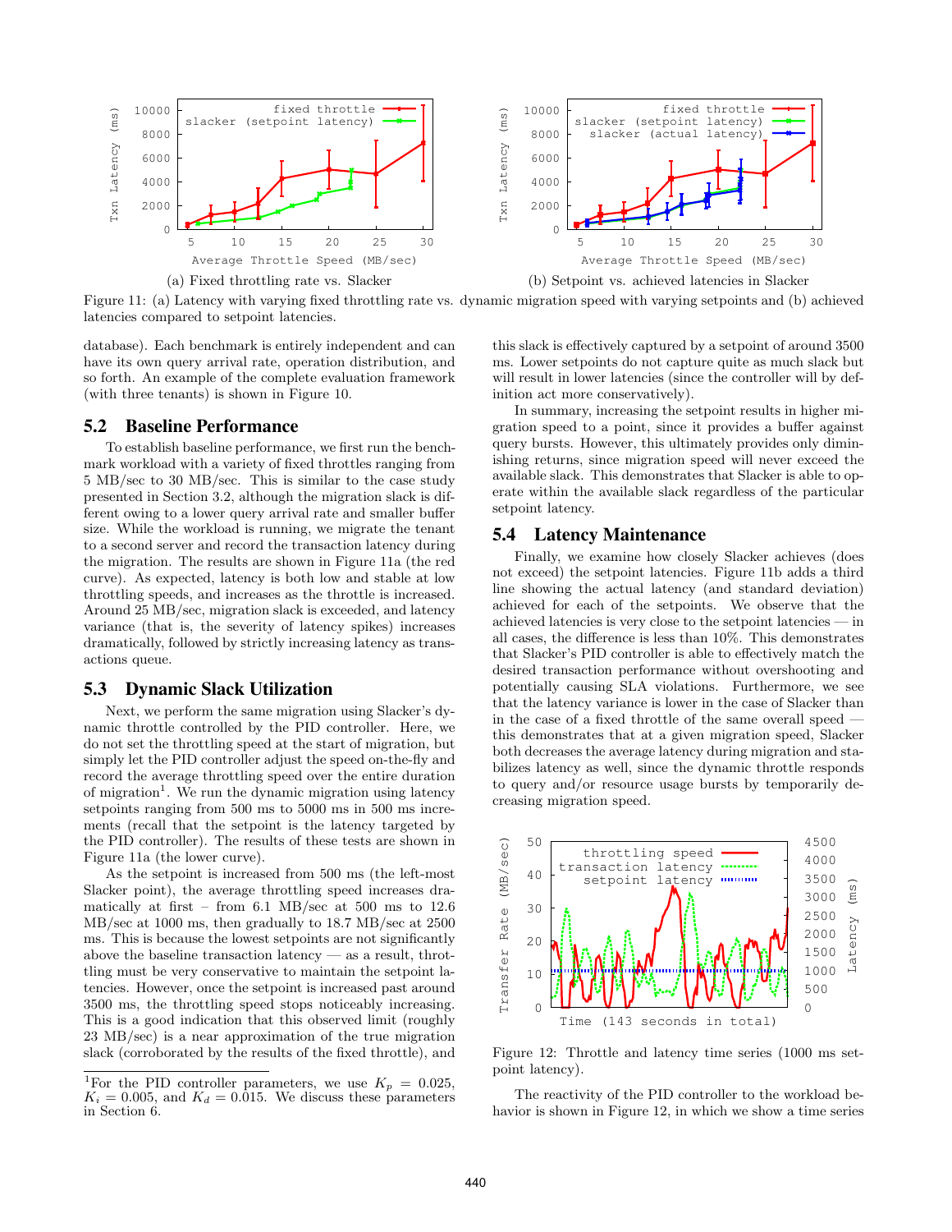(a) Fixed throttling rate vs. Slacker

(b) Setpoint vs. achieved latencies in Slacker

Figure 11: (a) Latency with varying fixed throttling rate vs. dynamic migration speed with varying setpoints and (b) achieved latencies compared to setpoint latencies.

database). Each benchmark is entirely independent and can have its own query arrival rate, operation distribution, and so forth. An example of the complete evaluation framework (with three tenants) is shown in Figure 10.

## 5.2 Baseline Performance

To establish baseline performance, we first run the benchmark workload with a variety of fixed throttles ranging from 5 MB/sec to 30 MB/sec. This is similar to the case study presented in Section 3.2, although the migration slack is different owing to a lower query arrival rate and smaller buffer size. While the workload is running, we migrate the tenant to a second server and record the transaction latency during the migration. The results are shown in Figure 11a (the red curve). As expected, latency is both low and stable at low throttling speeds, and increases as the throttle is increased. Around 25 MB/sec, migration slack is exceeded, and latency variance (that is, the severity of latency spikes) increases dramatically, followed by strictly increasing latency as transactions queue.

## 5.3 Dynamic Slack Utilization

Next, we perform the same migration using Slacker's dynamic throttle controlled by the PID controller. Here, we do not set the throttling speed at the start of migration, but simply let the PID controller adjust the speed on-the-fly and record the average throttling speed over the entire duration of migration[1]. We run the dynamic migration using latency setpoints ranging from 500 ms to 5000 ms in 500 ms increments (recall that the setpoint is the latency targeted by the PID controller). The results of these tests are shown in Figure 11a (the lower curve).

As the setpoint is increased from 500 ms (the left-most Slacker point), the average throttling speed increases dramatically at first – from 6.1 MB/sec at 500 ms to 12.6 MB/sec at 1000 ms, then gradually to 18.7 MB/sec at 2500 ms. This is because the lowest setpoints are not significantly above the baseline transaction latency — as a result, throttling must be very conservative to maintain the setpoint latencies. However, once the setpoint is increased past around 3500 ms, the throttling speed stops noticeably increasing. This is a good indication that this observed limit (roughly 23 MB/sec) is a near approximation of the true migration slack (corroborated by the results of the fixed throttle), and this slack is effectively captured by a setpoint of around 3500 ms. Lower setpoints do not capture quite as much slack but will result in lower latencies (since the controller will by definition act more conservatively).

In summary, increasing the setpoint results in higher migration speed to a point, since it provides a buffer against query bursts. However, this ultimately provides only diminishing returns, since migration speed will never exceed the available slack. This demonstrates that Slacker is able to operate within the available slack regardless of the particular setpoint latency.

[1]For the PID controller parameters, we use $K_p = 0.025$, $K_i = 0.005$, and $K_d = 0.015$. We discuss these parameters in Section 6.

## 5.4 Latency Maintenance

Finally, we examine how closely Slacker achieves (does not exceed) the setpoint latencies. Figure 11b adds a third line showing the actual latency (and standard deviation) achieved for each of the setpoints. We observe that the achieved latencies is very close to the setpoint latencies — in all cases, the difference is less than 10%. This demonstrates that Slacker's PID controller is able to effectively match the desired transaction performance without overshooting and potentially causing SLA violations. Furthermore, we see that the latency variance is lower in the case of Slacker than in the case of a fixed throttle of the same overall speed — this demonstrates that at a given migration speed, Slacker both decreases the average latency during migration and stabilizes latency as well, since the dynamic throttle responds to query and/or resource usage bursts by temporarily decreasing migration speed.

Figure 12: Throttle and latency time series (1000 ms setpoint latency).

The reactivity of the PID controller to the workload behavior is shown in Figure 12, in which we show a time series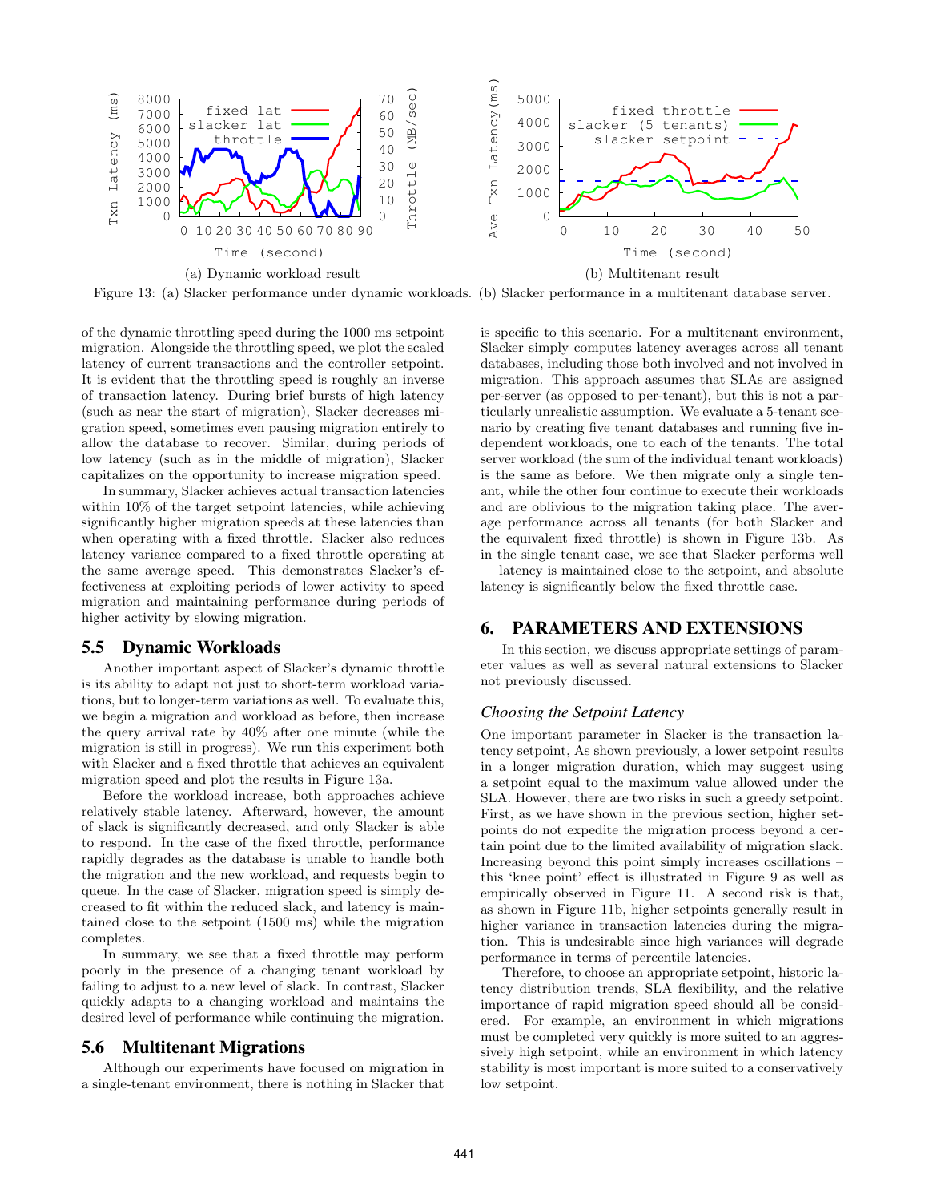(a) Dynamic workload result

(b) Multitenant result

Figure 13: (a) Slacker performance under dynamic workloads. (b) Slacker performance in a multitenant database server.

of the dynamic throttling speed during the 1000 ms setpoint migration. Alongside the throttling speed, we plot the scaled latency of current transactions and the controller setpoint. It is evident that the throttling speed is roughly an inverse of transaction latency. During brief bursts of high latency (such as near the start of migration), Slacker decreases migration speed, sometimes even pausing migration entirely to allow the database to recover. Similar, during periods of low latency (such as in the middle of migration), Slacker capitalizes on the opportunity to increase migration speed.

In summary, Slacker achieves actual transaction latencies within 10% of the target setpoint latencies, while achieving significantly higher migration speeds at these latencies than when operating with a fixed throttle. Slacker also reduces latency variance compared to a fixed throttle operating at the same average speed. This demonstrates Slacker's effectiveness at exploiting periods of lower activity to speed migration and maintaining performance during periods of higher activity by slowing migration.

### 5.5 Dynamic Workloads

Another important aspect of Slacker's dynamic throttle is its ability to adapt not just to short-term workload variations, but to longer-term variations as well. To evaluate this, we begin a migration and workload as before, then increase the query arrival rate by 40% after one minute (while the migration is still in progress). We run this experiment both with Slacker and a fixed throttle that achieves an equivalent migration speed and plot the results in Figure 13a.

Before the workload increase, both approaches achieve relatively stable latency. Afterward, however, the amount of slack is significantly decreased, and only Slacker is able to respond. In the case of the fixed throttle, performance rapidly degrades as the database is unable to handle both the migration and the new workload, and requests begin to queue. In the case of Slacker, migration speed is simply decreased to fit within the reduced slack, and latency is maintained close to the setpoint (1500 ms) while the migration completes.

In summary, we see that a fixed throttle may perform poorly in the presence of a changing tenant workload by failing to adjust to a new level of slack. In contrast, Slacker quickly adapts to a changing workload and maintains the desired level of performance while continuing the migration.

### 5.6 Multitenant Migrations

Although our experiments have focused on migration in a single-tenant environment, there is nothing in Slacker that is specific to this scenario. For a multitenant environment, Slacker simply computes latency averages across all tenant databases, including those both involved and not involved in migration. This approach assumes that SLAs are assigned per-server (as opposed to per-tenant), but this is not a particularly unrealistic assumption. We evaluate a 5-tenant scenario by creating five tenant databases and running five independent workloads, one to each of the tenants. The total server workload (the sum of the individual tenant workloads) is the same as before. We then migrate only a single tenant, while the other four continue to execute their workloads and are oblivious to the migration taking place. The average performance across all tenants (for both Slacker and the equivalent fixed throttle) is shown in Figure 13b. As in the single tenant case, we see that Slacker performs well — latency is maintained close to the setpoint, and absolute latency is significantly below the fixed throttle case.

## 6. PARAMETERS AND EXTENSIONS

In this section, we discuss appropriate settings of parameter values as well as several natural extensions to Slacker not previously discussed.

### *Choosing the Setpoint Latency*

One important parameter in Slacker is the transaction latency setpoint, As shown previously, a lower setpoint results in a longer migration duration, which may suggest using a setpoint equal to the maximum value allowed under the SLA. However, there are two risks in such a greedy setpoint. First, as we have shown in the previous section, higher setpoints do not expedite the migration process beyond a certain point due to the limited availability of migration slack. Increasing beyond this point simply increases oscillations – this 'knee point' effect is illustrated in Figure 9 as well as empirically observed in Figure 11. A second risk is that, as shown in Figure 11b, higher setpoints generally result in higher variance in transaction latencies during the migration. This is undesirable since high variances will degrade performance in terms of percentile latencies.

Therefore, to choose an appropriate setpoint, historic latency distribution trends, SLA flexibility, and the relative importance of rapid migration speed should all be considered. For example, an environment in which migrations must be completed very quickly is more suited to an aggressively high setpoint, while an environment in which latency stability is most important is more suited to a conservatively low setpoint.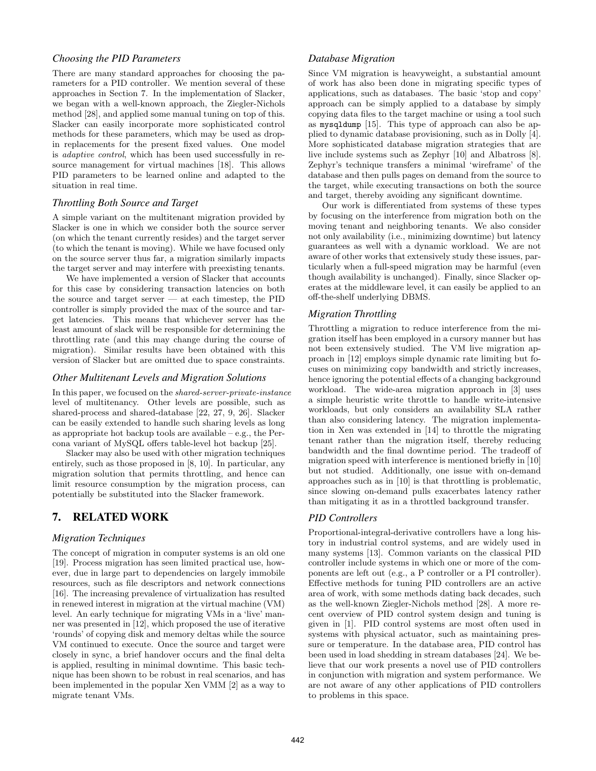### *Choosing the PID Parameters*

There are many standard approaches for choosing the parameters for a PID controller. We mention several of these approaches in Section 7. In the implementation of Slacker, we began with a well-known approach, the Ziegler-Nichols method [28], and applied some manual tuning on top of this. Slacker can easily incorporate more sophisticated control methods for these parameters, which may be used as drop-in replacements for the present fixed values. One model is *adaptive control*, which has been used successfully in resource management for virtual machines [18]. This allows PID parameters to be learned online and adapted to the situation in real time.

### *Throttling Both Source and Target*

A simple variant on the multitenant migration provided by Slacker is one in which we consider both the source server (on which the tenant currently resides) and the target server (to which the tenant is moving). While we have focused only on the source server thus far, a migration similarly impacts the target server and may interfere with preexisting tenants.

We have implemented a version of Slacker that accounts for this case by considering transaction latencies on both the source and target server — at each timestep, the PID controller is simply provided the max of the source and target latencies. This means that whichever server has the least amount of slack will be responsible for determining the throttling rate (and this may change during the course of migration). Similar results have been obtained with this version of Slacker but are omitted due to space constraints.

### *Other Multitenant Levels and Migration Solutions*

In this paper, we focused on the *shared-server-private-instance* level of multitenancy. Other levels are possible, such as shared-process and shared-database [22, 27, 9, 26]. Slacker can be easily extended to handle such sharing levels as long as appropriate hot backup tools are available – e.g., the Percona variant of MySQL offers table-level hot backup [25].

Slacker may also be used with other migration techniques entirely, such as those proposed in [8, 10]. In particular, any migration solution that permits throttling, and hence can limit resource consumption by the migration process, can potentially be substituted into the Slacker framework.

## 7. RELATED WORK

### *Migration Techniques*

The concept of migration in computer systems is an old one [19]. Process migration has seen limited practical use, however, due in large part to dependencies on largely immobile resources, such as file descriptors and network connections [16]. The increasing prevalence of virtualization has resulted in renewed interest in migration at the virtual machine (VM) level. An early technique for migrating VMs in a 'live' manner was presented in [12], which proposed the use of iterative 'rounds' of copying disk and memory deltas while the source VM continued to execute. Once the source and target were closely in sync, a brief handover occurs and the final delta is applied, resulting in minimal downtime. This basic technique has been shown to be robust in real scenarios, and has been implemented in the popular Xen VMM [2] as a way to migrate tenant VMs.

### *Database Migration*

Since VM migration is heavyweight, a substantial amount of work has also been done in migrating specific types of applications, such as databases. The basic 'stop and copy' approach can be simply applied to a database by simply copying data files to the target machine or using a tool such as `mysqldump` [15]. This type of approach can also be applied to dynamic database provisioning, such as in Dolly [4]. More sophisticated database migration strategies that are live include systems such as Zephyr [10] and Albatross [8]. Zephyr's technique transfers a minimal 'wireframe' of the database and then pulls pages on demand from the source to the target, while executing transactions on both the source and target, thereby avoiding any significant downtime.

Our work is differentiated from systems of these types by focusing on the interference from migration both on the moving tenant and neighboring tenants. We also consider not only availability (i.e., minimizing downtime) but latency guarantees as well with a dynamic workload. We are not aware of other works that extensively study these issues, particularly when a full-speed migration may be harmful (even though availability is unchanged). Finally, since Slacker operates at the middleware level, it can easily be applied to an off-the-shelf underlying DBMS.

### *Migration Throttling*

Throttling a migration to reduce interference from the migration itself has been employed in a cursory manner but has not been extensively studied. The VM live migration approach in [12] employs simple dynamic rate limiting but focuses on minimizing copy bandwidth and strictly increases, hence ignoring the potential effects of a changing background workload. The wide-area migration approach in [3] uses a simple heuristic write throttle to handle write-intensive workloads, but only considers an availability SLA rather than also considering latency. The migration implementation in Xen was extended in [14] to throttle the migrating tenant rather than the migration itself, thereby reducing bandwidth and the final downtime period. The tradeoff of migration speed with interference is mentioned briefly in [10] but not studied. Additionally, one issue with on-demand approaches such as in [10] is that throttling is problematic, since slowing on-demand pulls exacerbates latency rather than mitigating it as in a throttled background transfer.

### *PID Controllers*

Proportional-integral-derivative controllers have a long history in industrial control systems, and are widely used in many systems [13]. Common variants on the classical PID controller include systems in which one or more of the components are left out (e.g., a P controller or a PI controller). Effective methods for tuning PID controllers are an active area of work, with some methods dating back decades, such as the well-known Ziegler-Nichols method [28]. A more recent overview of PID control system design and tuning is given in [1]. PID control systems are most often used in systems with physical actuator, such as maintaining pressure or temperature. In the database area, PID control has been used in load shedding in stream databases [24]. We believe that our work presents a novel use of PID controllers in conjunction with migration and system performance. We are not aware of any other applications of PID controllers to problems in this space.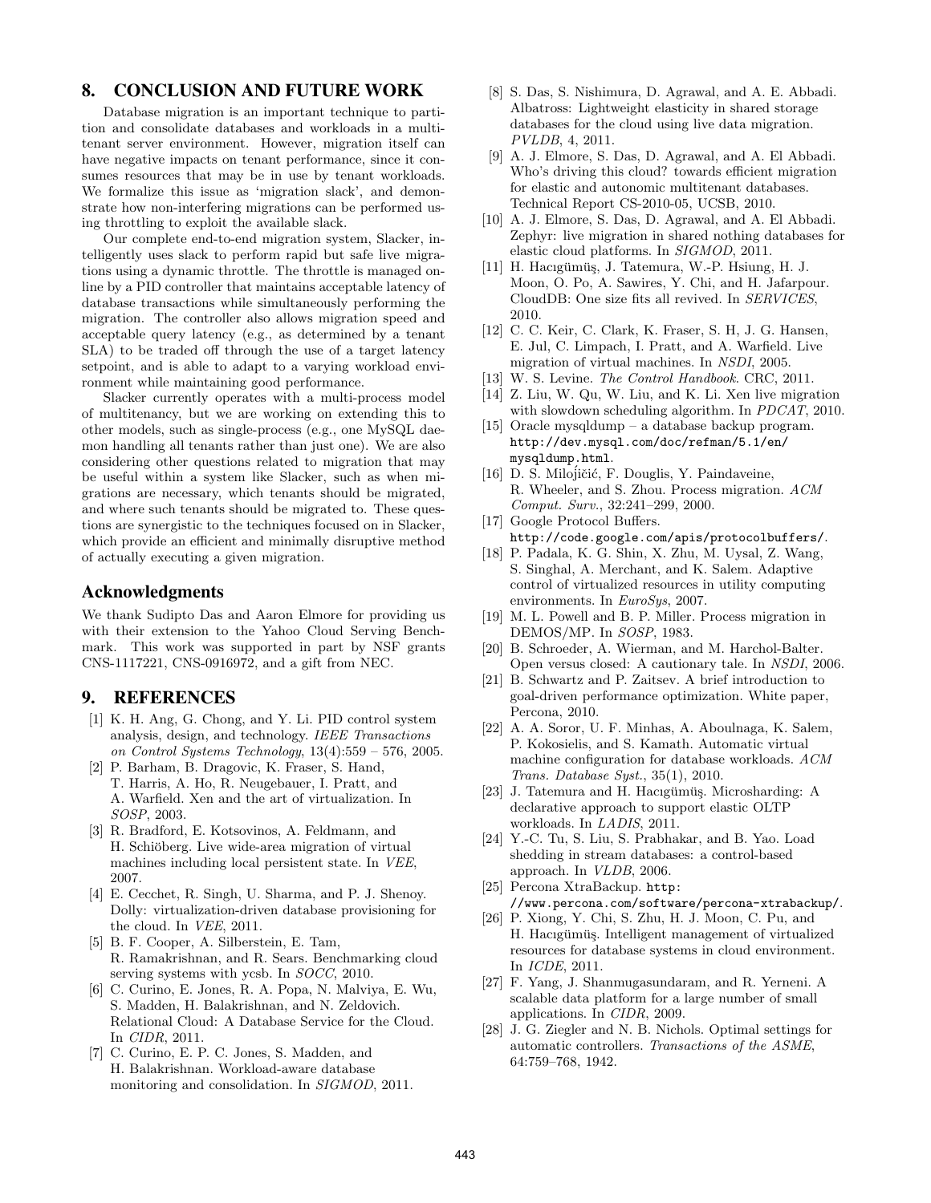## 8. CONCLUSION AND FUTURE WORK

Database migration is an important technique to partition and consolidate databases and workloads in a multi-tenant server environment. However, migration itself can have negative impacts on tenant performance, since it consumes resources that may be in use by tenant workloads. We formalize this issue as 'migration slack', and demonstrate how non-interfering migrations can be performed using throttling to exploit the available slack.

Our complete end-to-end migration system, Slacker, intelligently uses slack to perform rapid but safe live migrations using a dynamic throttle. The throttle is managed online by a PID controller that maintains acceptable latency of database transactions while simultaneously performing the migration. The controller also allows migration speed and acceptable query latency (e.g., as determined by a tenant SLA) to be traded off through the use of a target latency setpoint, and is able to adapt to a varying workload environment while maintaining good performance.

Slacker currently operates with a multi-process model of multitenancy, but we are working on extending this to other models, such as single-process (e.g., one MySQL daemon handling all tenants rather than just one). We are also considering other questions related to migration that may be useful within a system like Slacker, such as when migrations are necessary, which tenants should be migrated, and where such tenants should be migrated to. These questions are synergistic to the techniques focused on in Slacker, which provide an efficient and minimally disruptive method of actually executing a given migration.

### Acknowledgments

We thank Sudipto Das and Aaron Elmore for providing us with their extension to the Yahoo Cloud Serving Benchmark. This work was supported in part by NSF grants CNS-1117221, CNS-0916972, and a gift from NEC.

## 9. REFERENCES

[1] K. H. Ang, G. Chong, and Y. Li. PID control system analysis, design, and technology. *IEEE Transactions on Control Systems Technology*, 13(4):559 – 576, 2005.

[2] P. Barham, B. Dragovic, K. Fraser, S. Hand, T. Harris, A. Ho, R. Neugebauer, I. Pratt, and A. Warfield. Xen and the art of virtualization. In *SOSP*, 2003.

[3] R. Bradford, E. Kotsovinos, A. Feldmann, and H. Schiöberg. Live wide-area migration of virtual machines including local persistent state. In *VEE*, 2007.

[4] E. Cecchet, R. Singh, U. Sharma, and P. J. Shenoy. Dolly: virtualization-driven database provisioning for the cloud. In *VEE*, 2011.

[5] B. F. Cooper, A. Silberstein, E. Tam, R. Ramakrishnan, and R. Sears. Benchmarking cloud serving systems with ycsb. In *SOCC*, 2010.

[6] C. Curino, E. Jones, R. A. Popa, N. Malviya, E. Wu, S. Madden, H. Balakrishnan, and N. Zeldovich. Relational Cloud: A Database Service for the Cloud. In *CIDR*, 2011.

[7] C. Curino, E. P. C. Jones, S. Madden, and H. Balakrishnan. Workload-aware database monitoring and consolidation. In *SIGMOD*, 2011.

[8] S. Das, S. Nishimura, D. Agrawal, and A. E. Abbadi. Albatross: Lightweight elasticity in shared storage databases for the cloud using live data migration. *PVLDB*, 4, 2011.

[9] A. J. Elmore, S. Das, D. Agrawal, and A. El Abbadi. Who's driving this cloud? towards efficient migration for elastic and autonomic multitenant databases. Technical Report CS-2010-05, UCSB, 2010.

[10] A. J. Elmore, S. Das, D. Agrawal, and A. El Abbadi. Zephyr: live migration in shared nothing databases for elastic cloud platforms. In *SIGMOD*, 2011.

[11] H. Hacıgümüş, J. Tatemura, W.-P. Hsiung, H. J. Moon, O. Po, A. Sawires, Y. Chi, and H. Jafarpour. CloudDB: One size fits all revived. In *SERVICES*, 2010.

[12] C. C. Keir, C. Clark, K. Fraser, S. H, J. G. Hansen, E. Jul, C. Limpach, I. Pratt, and A. Warfield. Live migration of virtual machines. In *NSDI*, 2005.

[13] W. S. Levine. *The Control Handbook*. CRC, 2011.

[14] Z. Liu, W. Qu, W. Liu, and K. Li. Xen live migration with slowdown scheduling algorithm. In *PDCAT*, 2010.

[15] Oracle mysqldump – a database backup program. `http://dev.mysql.com/doc/refman/5.1/en/mysqldump.html`.

[16] D. S. Milojičić, F. Douglis, Y. Paindaveine, R. Wheeler, and S. Zhou. Process migration. *ACM Comput. Surv.*, 32:241–299, 2000.

[17] Google Protocol Buffers. `http://code.google.com/apis/protocolbuffers/`.

[18] P. Padala, K. G. Shin, X. Zhu, M. Uysal, Z. Wang, S. Singhal, A. Merchant, and K. Salem. Adaptive control of virtualized resources in utility computing environments. In *EuroSys*, 2007.

[19] M. L. Powell and B. P. Miller. Process migration in DEMOS/MP. In *SOSP*, 1983.

[20] B. Schroeder, A. Wierman, and M. Harchol-Balter. Open versus closed: A cautionary tale. In *NSDI*, 2006.

[21] B. Schwartz and P. Zaitsev. A brief introduction to goal-driven performance optimization. White paper, Percona, 2010.

[22] A. A. Soror, U. F. Minhas, A. Aboulnaga, K. Salem, P. Kokosielis, and S. Kamath. Automatic virtual machine configuration for database workloads. *ACM Trans. Database Syst.*, 35(1), 2010.

[23] J. Tatemura and H. Hacıgümüş. Microsharding: A declarative approach to support elastic OLTP workloads. In *LADIS*, 2011.

[24] Y.-C. Tu, S. Liu, S. Prabhakar, and B. Yao. Load shedding in stream databases: a control-based approach. In *VLDB*, 2006.

[25] Percona XtraBackup. `http://www.percona.com/software/percona-xtrabackup/`.

[26] P. Xiong, Y. Chi, S. Zhu, H. J. Moon, C. Pu, and H. Hacıgümüş. Intelligent management of virtualized resources for database systems in cloud environment. In *ICDE*, 2011.

[27] F. Yang, J. Shanmugasundaram, and R. Yerneni. A scalable data platform for a large number of small applications. In *CIDR*, 2009.

[28] J. G. Ziegler and N. B. Nichols. Optimal settings for automatic controllers. *Transactions of the ASME*, 64:759–768, 1942.